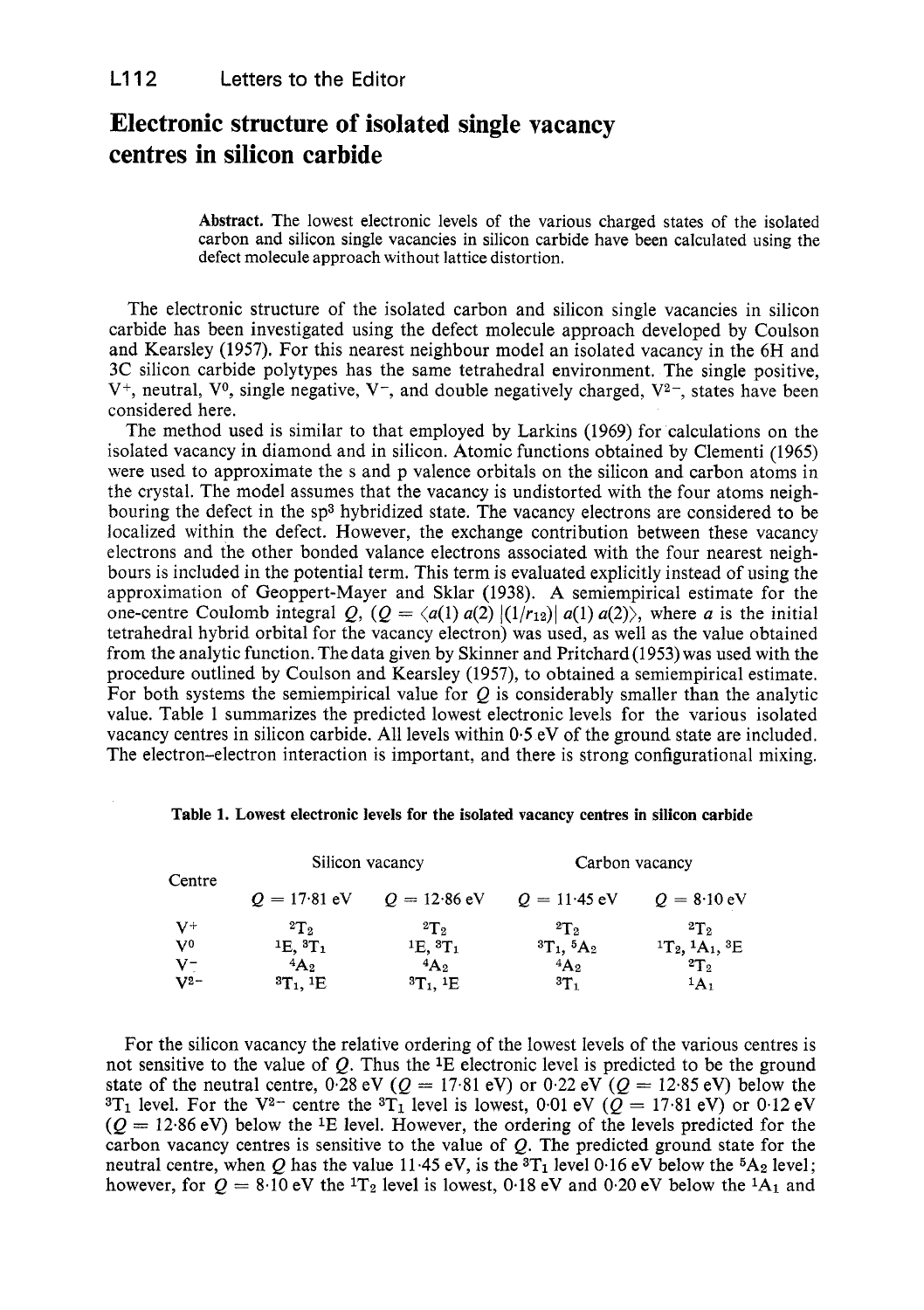# Electronic structure of isolated single vacancy centres in silicon carbide

**Abstract.** The lowest electronic levels of the various charged states of the isolated carbon and silicon single vacancies in silicon carbide have been calculated using the defect molecule approach without lattice distortion.

The electronic structure of the isolated carbon and silicon single vacancies in silicon carbide has been investigated using the defect molecule approach developed by Coulson and Kearsley (1957). For this nearest neighbour model an isolated vacancy in the 6H and 3C silicon carbide polytypes has the same tetrahedral environment. The single positive, $V^+$, neutral, $V^0$, single negative, $V^-$, and double negatively charged, $V^{2-}$, states have been considered here.

The method used is similar to that employed by Larkins (1969) for calculations on the isolated vacancy in diamond and in silicon. Atomic functions obtained by Clementi (1965) were used to approximate the s and p valence orbitals on the silicon and carbon atoms in the crystal. The model assumes that the vacancy is undistorted with the four atoms neighbouring the defect in the $sp^3$ hybridized state. The vacancy electrons are considered to be localized within the defect. However, the exchange contribution between these vacancy electrons and the other bonded valance electrons associated with the four nearest neighbours is included in the potential term. This term is evaluated explicitly instead of using the approximation of Geoppert-Mayer and Sklar (1938). A semiempirical estimate for the one-centre Coulomb integral $Q$, ($Q = \langle a(1)\, a(2)\, |(1/r_{12})|\, a(1)\, a(2)\rangle$, where $a$ is the initial tetrahedral hybrid orbital for the vacancy electron) was used, as well as the value obtained from the analytic function. The data given by Skinner and Pritchard (1953) was used with the procedure outlined by Coulson and Kearsley (1957), to obtained a semiempirical estimate. For both systems the semiempirical value for $Q$ is considerably smaller than the analytic value. Table 1 summarizes the predicted lowest electronic levels for the various isolated vacancy centres in silicon carbide. All levels within 0·5 eV of the ground state are included. The electron–electron interaction is important, and there is strong configurational mixing.

**Table 1. Lowest electronic levels for the isolated vacancy centres in silicon carbide**

| Centre | Silicon vacancy | | Carbon vacancy | |
|---|---|---|---|---|
| | $Q = 17{\cdot}81$ eV | $Q = 12{\cdot}86$ eV | $Q = 11{\cdot}45$ eV | $Q = 8{\cdot}10$ eV |
| $V^+$ | $^2T_2$ | $^2T_2$ | $^2T_2$ | $^2T_2$ |
| $V^0$ | $^1E$, $^3T_1$ | $^1E$, $^3T_1$ | $^3T_1$, $^5A_2$ | $^1T_2$, $^1A_1$, $^3E$ |
| $V^-$ | $^4A_2$ | $^4A_2$ | $^4A_2$ | $^2T_2$ |
| $V^{2-}$ | $^3T_1$, $^1E$ | $^3T_1$, $^1E$ | $^3T_1$ | $^1A_1$ |

For the silicon vacancy the relative ordering of the lowest levels of the various centres is not sensitive to the value of $Q$. Thus the $^1E$ electronic level is predicted to be the ground state of the neutral centre, 0·28 eV ($Q = 17{\cdot}81$ eV) or 0·22 eV ($Q = 12{\cdot}85$ eV) below the $^3T_1$ level. For the $V^{2-}$ centre the $^3T_1$ level is lowest, 0·01 eV ($Q = 17{\cdot}81$ eV) or 0·12 eV ($Q = 12{\cdot}86$ eV) below the $^1E$ level. However, the ordering of the levels predicted for the carbon vacancy centres is sensitive to the value of $Q$. The predicted ground state for the neutral centre, when $Q$ has the value 11·45 eV, is the $^3T_1$ level 0·16 eV below the $^5A_2$ level; however, for $Q = 8{\cdot}10$ eV the $^1T_2$ level is lowest, 0·18 eV and 0·20 eV below the $^1A_1$ and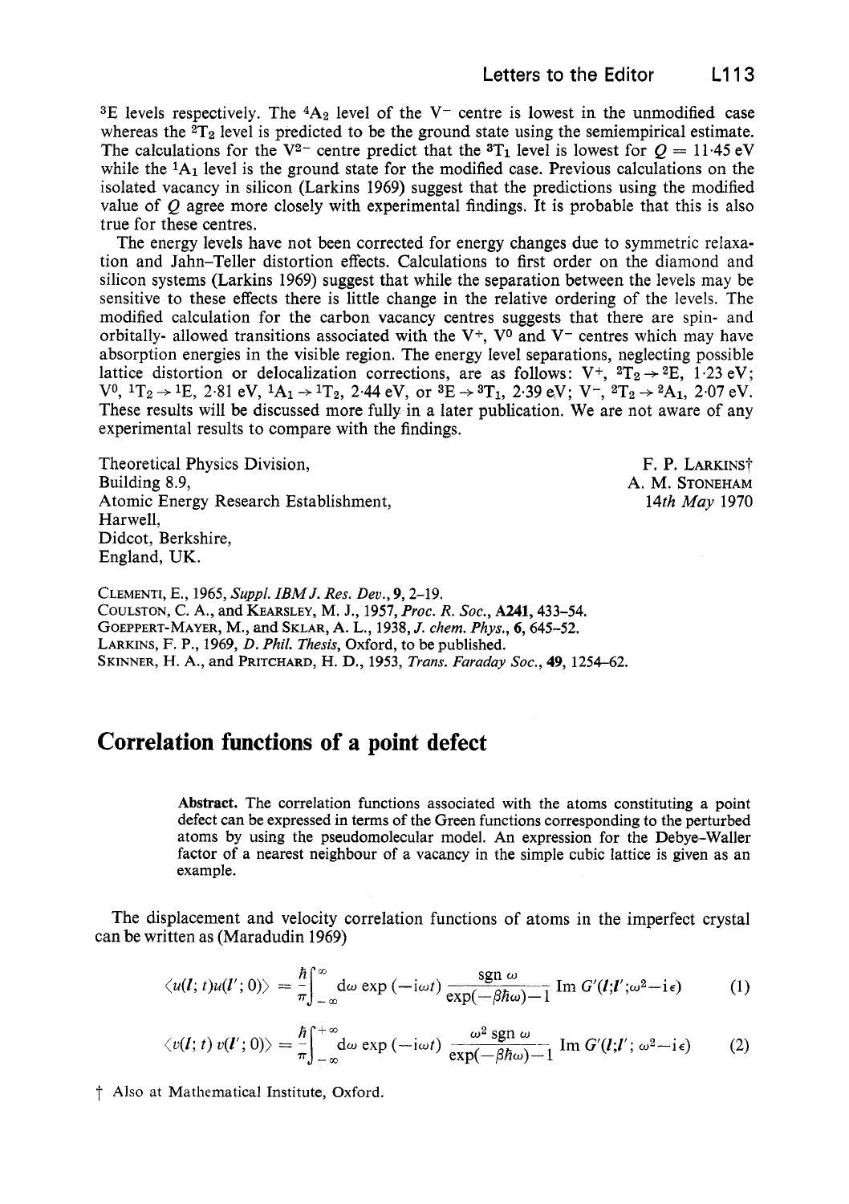$^3E$ levels respectively. The $^4A_2$ level of the $V^-$ centre is lowest in the unmodified case whereas the $^2T_2$ level is predicted to be the ground state using the semiempirical estimate. The calculations for the $V^{2-}$ centre predict that the $^3T_1$ level is lowest for $Q = 11{\cdot}45$ eV while the $^1A_1$ level is the ground state for the modified case. Previous calculations on the isolated vacancy in silicon (Larkins 1969) suggest that the predictions using the modified value of $Q$ agree more closely with experimental findings. It is probable that this is also true for these centres.

The energy levels have not been corrected for energy changes due to symmetric relaxation and Jahn–Teller distortion effects. Calculations to first order on the diamond and silicon systems (Larkins 1969) suggest that while the separation between the levels may be sensitive to these effects there is little change in the relative ordering of the levels. The modified calculation for the carbon vacancy centres suggests that there are spin- and orbitally- allowed transitions associated with the $V^+$, $V^0$ and $V^-$ centres which may have absorption energies in the visible region. The energy level separations, neglecting possible lattice distortion or delocalization corrections, are as follows: $V^+$, $^2T_2 \rightarrow {}^2E$, 1·23 eV; $V^0$, $^1T_2 \rightarrow {}^1E$, 2·81 eV, $^1A_1 \rightarrow {}^1T_2$, 2·44 eV, or $^3E \rightarrow {}^3T_1$, 2·39 eV; $V^-$, $^2T_2 \rightarrow {}^2A_1$, 2·07 eV. These results will be discussed more fully in a later publication. We are not aware of any experimental results to compare with the findings.

Theoretical Physics Division,
Building 8.9,
Atomic Energy Research Establishment,
Harwell,
Didcot, Berkshire,
England, UK.

F. P. LARKINS†
A. M. STONEHAM
*14th May* 1970

CLEMENTI, E., 1965, *Suppl. IBM J. Res. Dev.*, **9**, 2–19.
COULSTON, C. A., and KEARSLEY, M. J., 1957, *Proc. R. Soc.*, **A241**, 433–54.
GOEPPERT-MAYER, M., and SKLAR, A. L., 1938, *J. chem. Phys.*, **6**, 645–52.
LARKINS, F. P., 1969, *D. Phil. Thesis*, Oxford, to be published.
SKINNER, H. A., and PRITCHARD, H. D., 1953, *Trans. Faraday Soc.*, **49**, 1254–62.

# Correlation functions of a point defect

**Abstract.** The correlation functions associated with the atoms constituting a point defect can be expressed in terms of the Green functions corresponding to the perturbed atoms by using the pseudomolecular model. An expression for the Debye-Waller factor of a nearest neighbour of a vacancy in the simple cubic lattice is given as an example.

The displacement and velocity correlation functions of atoms in the imperfect crystal can be written as (Maradudin 1969)

$$\langle u(l;\,t)u(l';\,0)\rangle = \frac{\hbar}{\pi}\int_{-\infty}^{\infty} \mathrm{d}\omega \exp\left(-\mathrm{i}\omega t\right) \frac{\operatorname{sgn}\omega}{\exp(-\beta\hbar\omega)-1} \operatorname{Im} G'(l;l';\omega^2-\mathrm{i}\epsilon) \tag{1}$$

$$\langle v(l;\,t)\,v(l';\,0)\rangle = \frac{\hbar}{\pi}\int_{-\infty}^{+\infty} \mathrm{d}\omega \exp\left(-\mathrm{i}\omega t\right) \frac{\omega^2 \operatorname{sgn}\omega}{\exp(-\beta\hbar\omega)-1} \operatorname{Im} G'(l;l';\,\omega^2-\mathrm{i}\epsilon) \tag{2}$$

† Also at Mathematical Institute, Oxford.